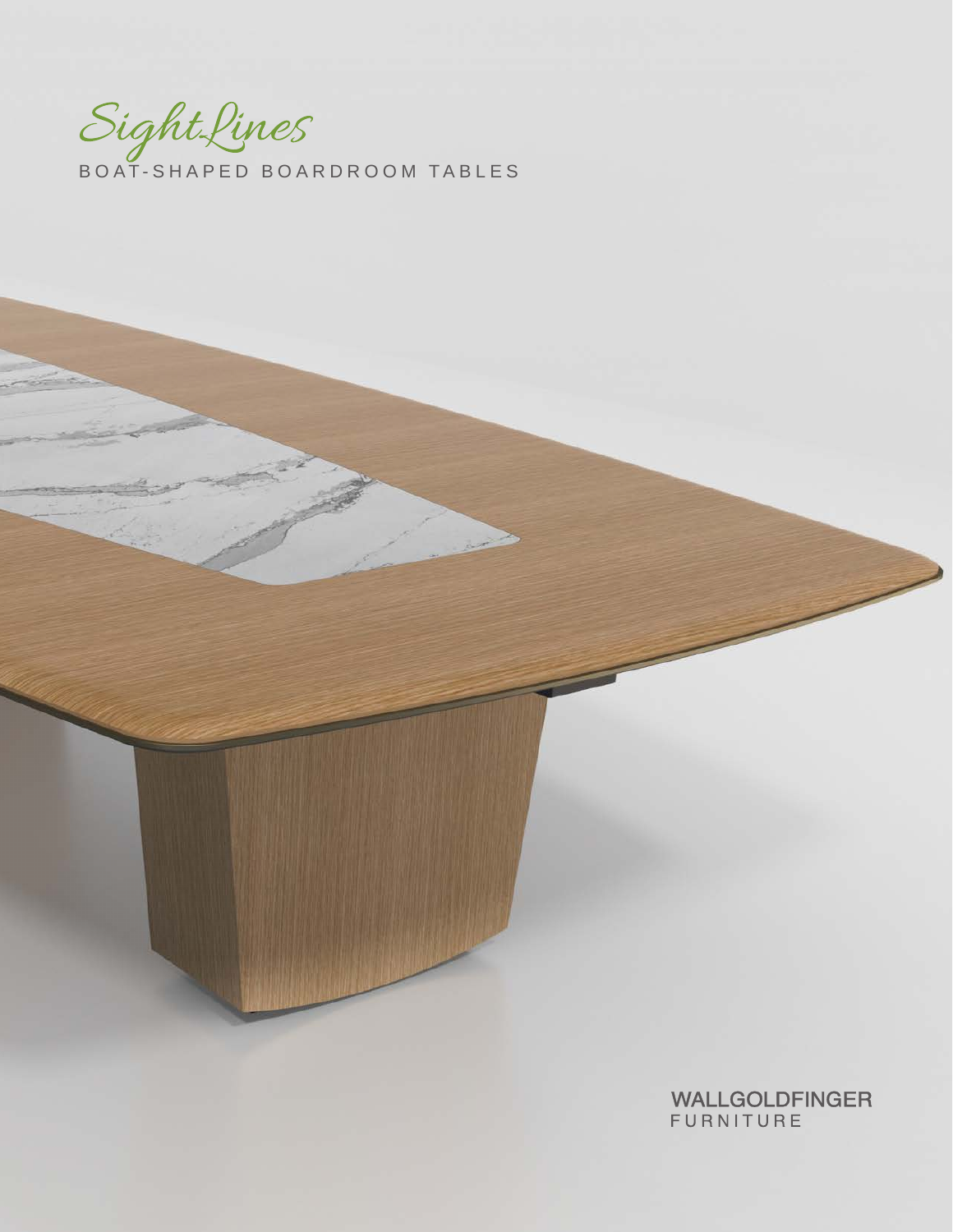# SightLines

BOAT-SHAPED BOARDROOM TABLES

WALLGOLDFINGER
FURNITURE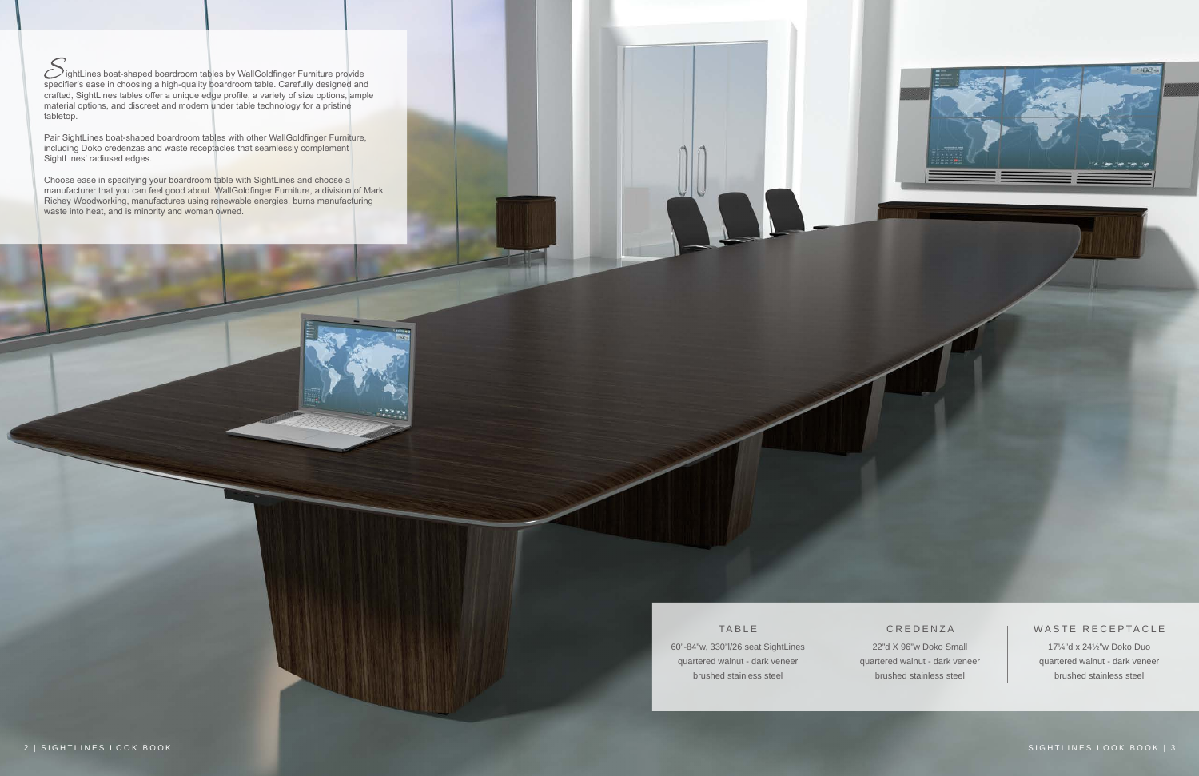SightLines boat-shaped boardroom tables by WallGoldfinger Furniture provide specifier's ease in choosing a high-quality boardroom table. Carefully designed and crafted, SightLines tables offer a unique edge profile, a variety of size options, ample material options, and discreet and modern under table technology for a pristine tabletop.

Pair SightLines boat-shaped boardroom tables with other WallGoldfinger Furniture, including Doko credenzas and waste receptacles that seamlessly complement SightLines' radiused edges.

Choose ease in specifying your boardroom table with SightLines and choose a manufacturer that you can feel good about. WallGoldfinger Furniture, a division of Mark Richey Woodworking, manufactures using renewable energies, burns manufacturing waste into heat, and is minority and woman owned.

| TABLE | CREDENZA | WASTE RECEPTACLE |
| --- | --- | --- |
| 60"-84"w, 330"l/26 seat SightLines | 22"d X 96"w Doko Small | 17¼"d x 24½"w Doko Duo |
| quartered walnut - dark veneer | quartered walnut - dark veneer | quartered walnut - dark veneer |
| brushed stainless steel | brushed stainless steel | brushed stainless steel |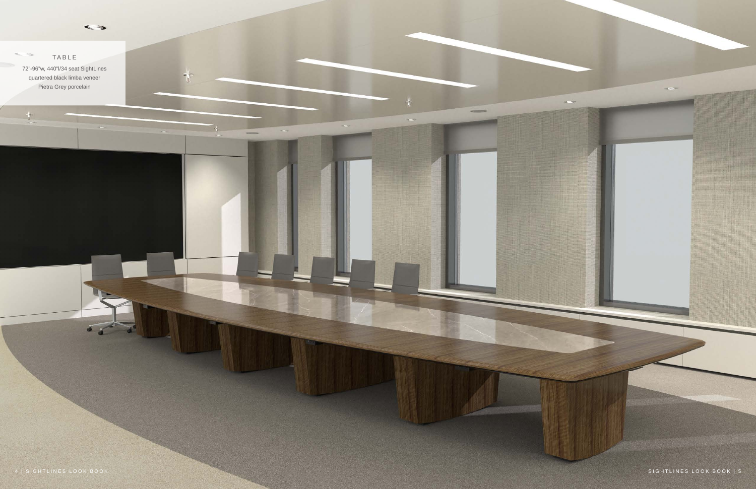TABLE

72"-96"w, 440"l/34 seat SightLines
quartered black limba veneer
Pietra Grey porcelain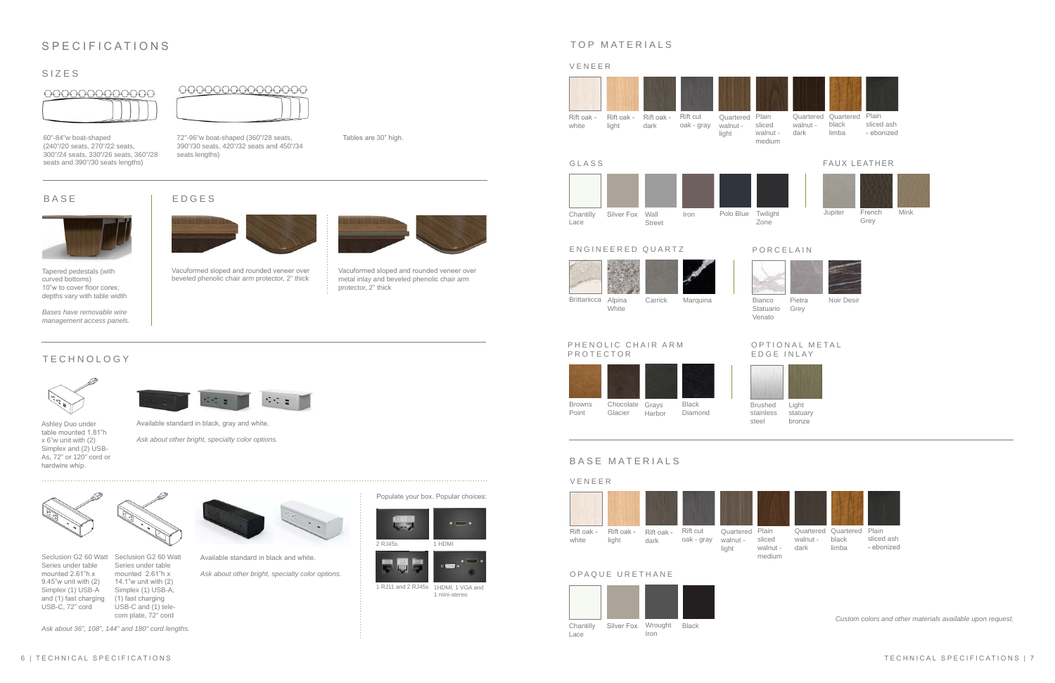# SPECIFICATIONS

## SIZES

60"-84"w boat-shaped (240"/20 seats, 270"/22 seats, 300"/24 seats, 330"/26 seats, 360"/28 seats and 390"/30 seats lengths)

72"-96"w boat-shaped (360"/28 seats, 390"/30 seats, 420"/32 seats and 450"/34 seats lengths)

Tables are 30" high.

## BASE

Tapered pedestals (with curved bottoms) 10"w to cover floor cores; depths vary with table width

*Bases have removable wire management access panels.*

## EDGES

Vacuformed sloped and rounded veneer over beveled phenolic chair arm protector, 2" thick

Vacuformed sloped and rounded veneer over metal inlay and beveled phenolic chair arm protector, 2" thick

## TECHNOLOGY

Ashley Duo under table mounted 1.81"h x 6"w unit with (2) Simplex and (2) USB-As, 72" or 120" cord or hardwire whip.

Available standard in black, gray and white.

*Ask about other bright, specialty color options.*

Seclusion G2 60 Watt Series under table mounted 2.61"h x 9.45"w unit with (2) Simplex (1) USB-A and (1) fast charging USB-C, 72" cord

Seclusion G2 60 Watt Series under table mounted 2.61"h x 14.1"w unit with (2) Simplex (1) USB-A, (1) fast charging USB-C and (1) telecom plate, 72" cord

*Ask about 36", 108", 144" and 180" cord lengths.*

Available standard in black and white.

*Ask about other bright, specialty color options.*

Populate your box. Popular choices:

- 2 RJ45s
- 1 HDMI
- 1 RJ11 and 2 RJ45s
- 1HDMI, 1 VGA and 1 mini-stereo

# TOP MATERIALS

## VENEER

Rift oak - white, Rift oak - light, Rift oak - dark, Rift cut oak - gray, Quartered walnut - light, Plain sliced walnut - medium, Quartered walnut - dark, Quartered black limba, Plain sliced ash - ebonized

## GLASS

Chantilly Lace, Silver Fox, Wall Street, Iron, Polo Blue, Twilight Zone

## FAUX LEATHER

Jupiter, French Grey, Mink

## ENGINEERED QUARTZ

Brittanicca, Alpina White, Carrick, Marquina

## PORCELAIN

Bianco Statuario Venato, Pietra Grey, Noir Desir

## PHENOLIC CHAIR ARM PROTECTOR

Browns Point, Chocolate Glacier, Grays Harbor, Black Diamond

## OPTIONAL METAL EDGE INLAY

Brushed stainless steel, Light statuary bronze

# BASE MATERIALS

## VENEER

Rift oak - white, Rift oak - light, Rift oak - dark, Rift cut oak - gray, Quartered walnut - light, Plain sliced walnut - medium, Quartered walnut - dark, Quartered black limba, Plain sliced ash - ebonized

## OPAQUE URETHANE

Chantilly Lace, Silver Fox, Wrought Iron, Black

*Custom colors and other materials available upon request.*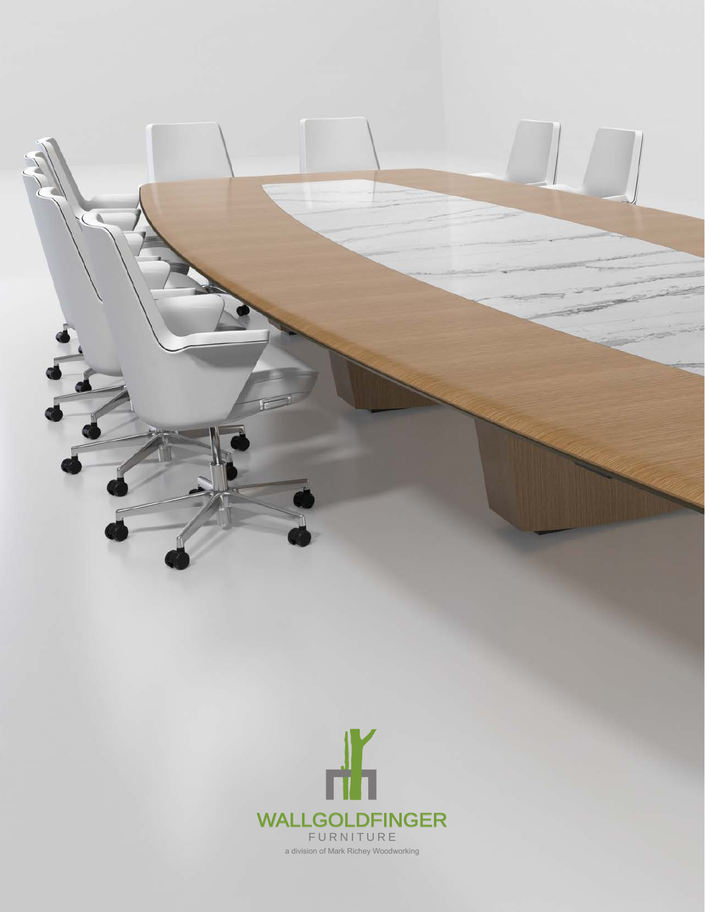WALLGOLDFINGER

FURNITURE

a division of Mark Richey Woodworking